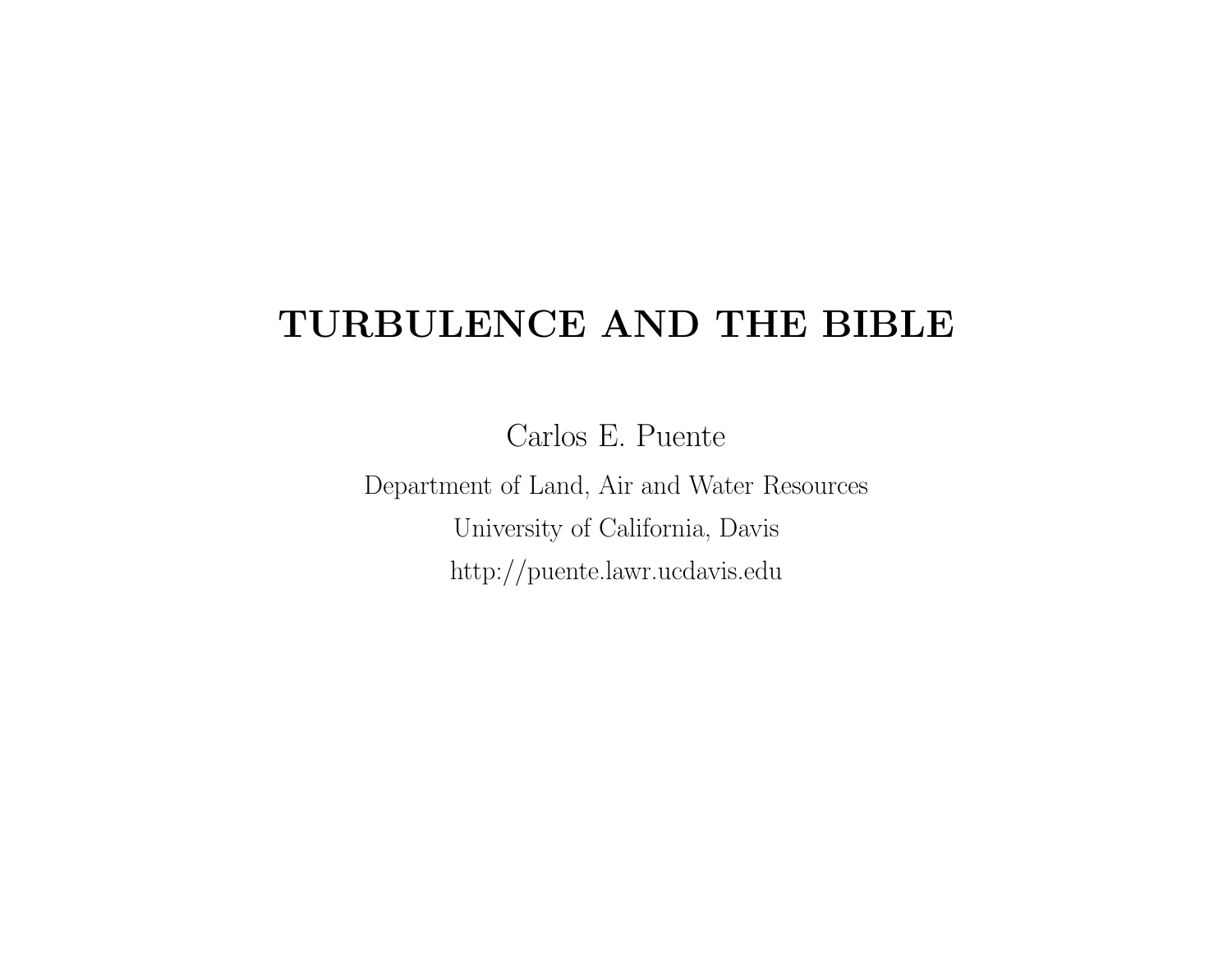# TURBULENCE AND THE BIBLE

Carlos E. Puente

Department of Land, Air and Water Resources

University of California, Davis

http://puente.lawr.ucdavis.edu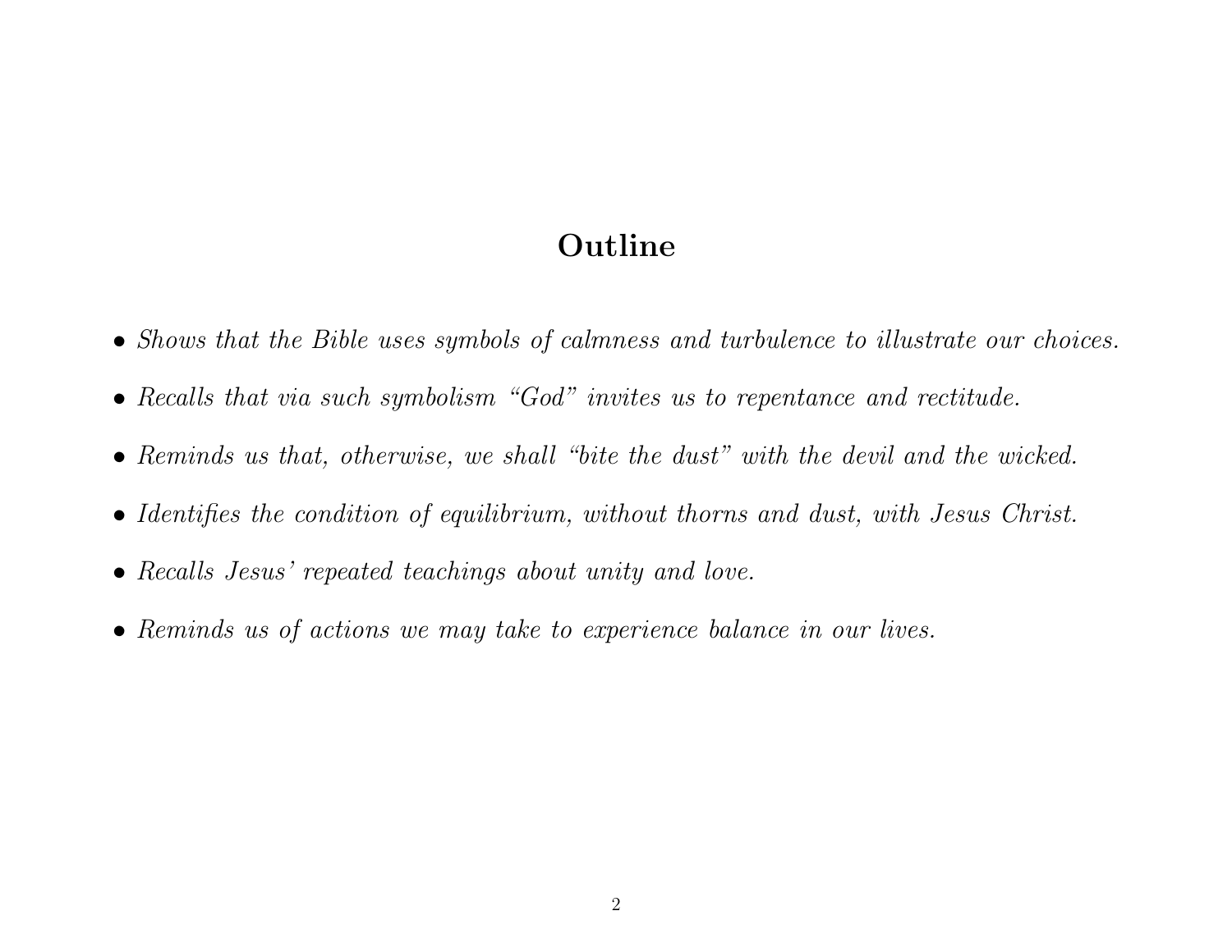## Outline

- *Shows that the Bible uses symbols of calmness and turbulence to illustrate our choices.*
- *Recalls that via such symbolism "God" invites us to repentance and rectitude.*
- *Reminds us that, otherwise, we shall "bite the dust" with the devil and the wicked.*
- *Identifies the condition of equilibrium, without thorns and dust, with Jesus Christ.*
- *Recalls Jesus' repeated teachings about unity and love.*
- *Reminds us of actions we may take to experience balance in our lives.*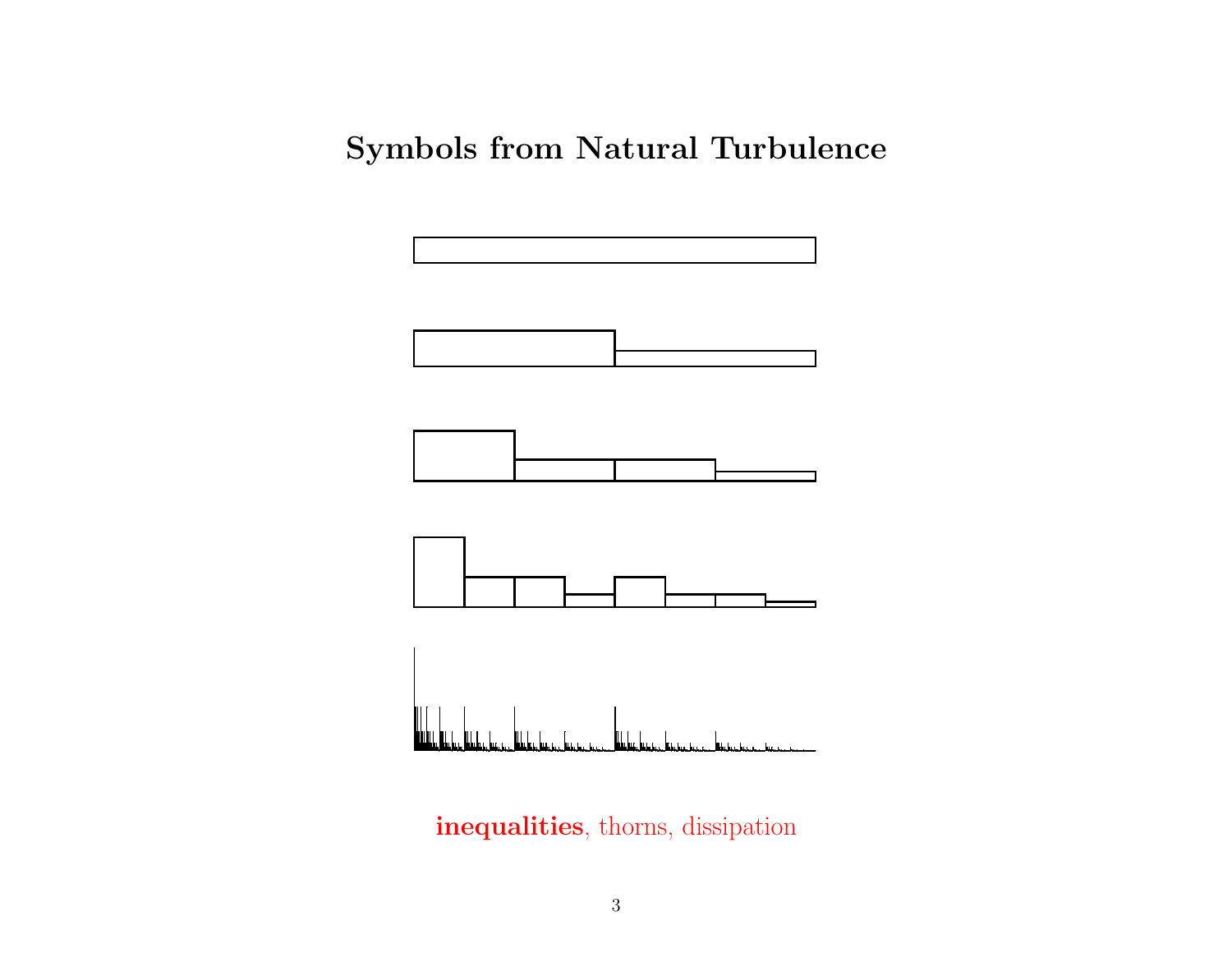# Symbols from Natural Turbulence

**inequalities**, thorns, dissipation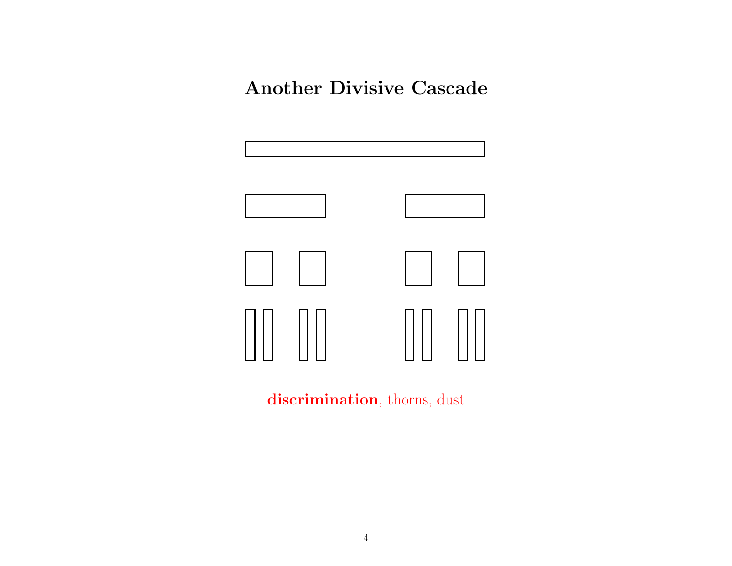# Another Divisive Cascade

**discrimination**, thorns, dust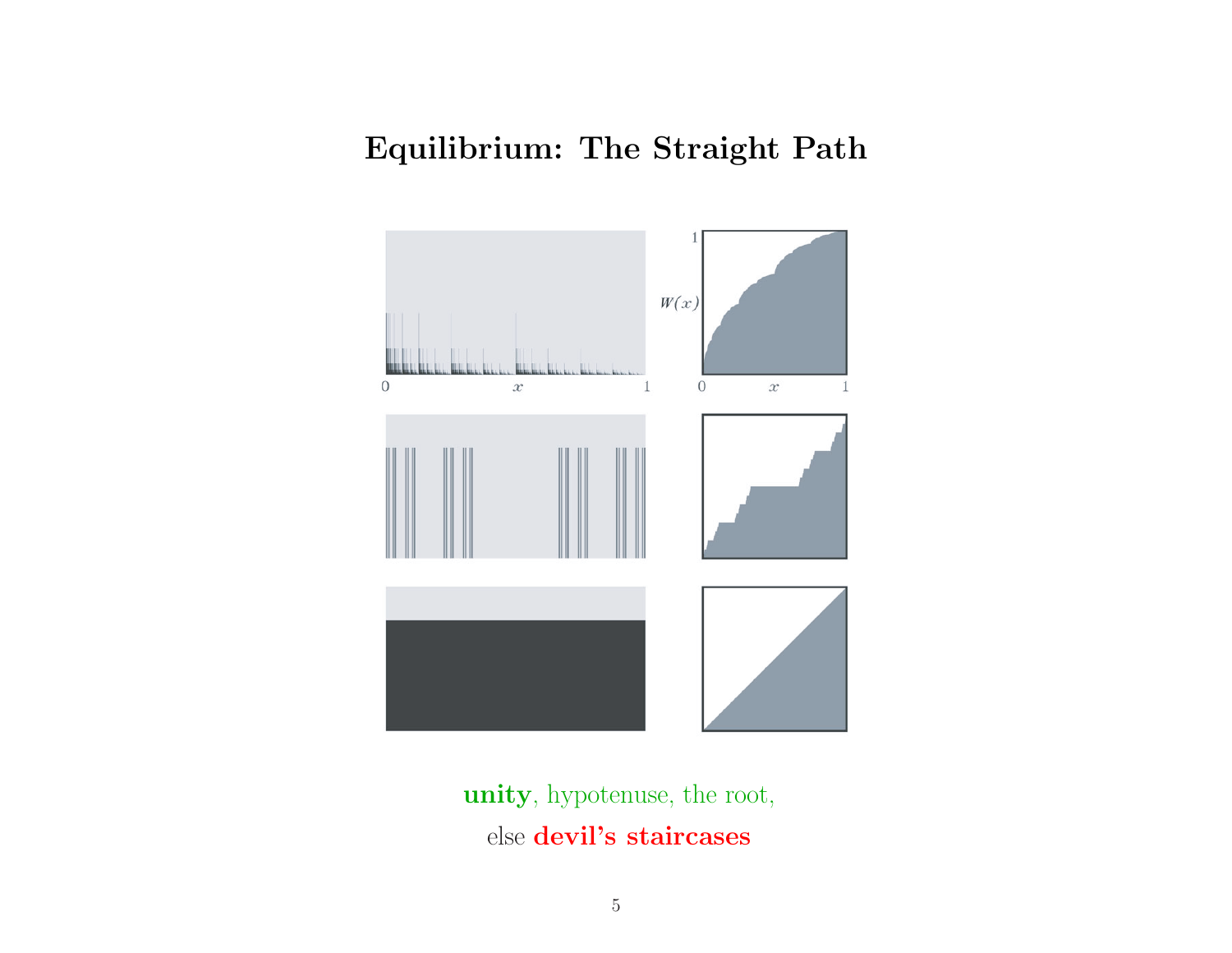# Equilibrium: The Straight Path

**unity**, hypotenuse, the root,

else **devil's staircases**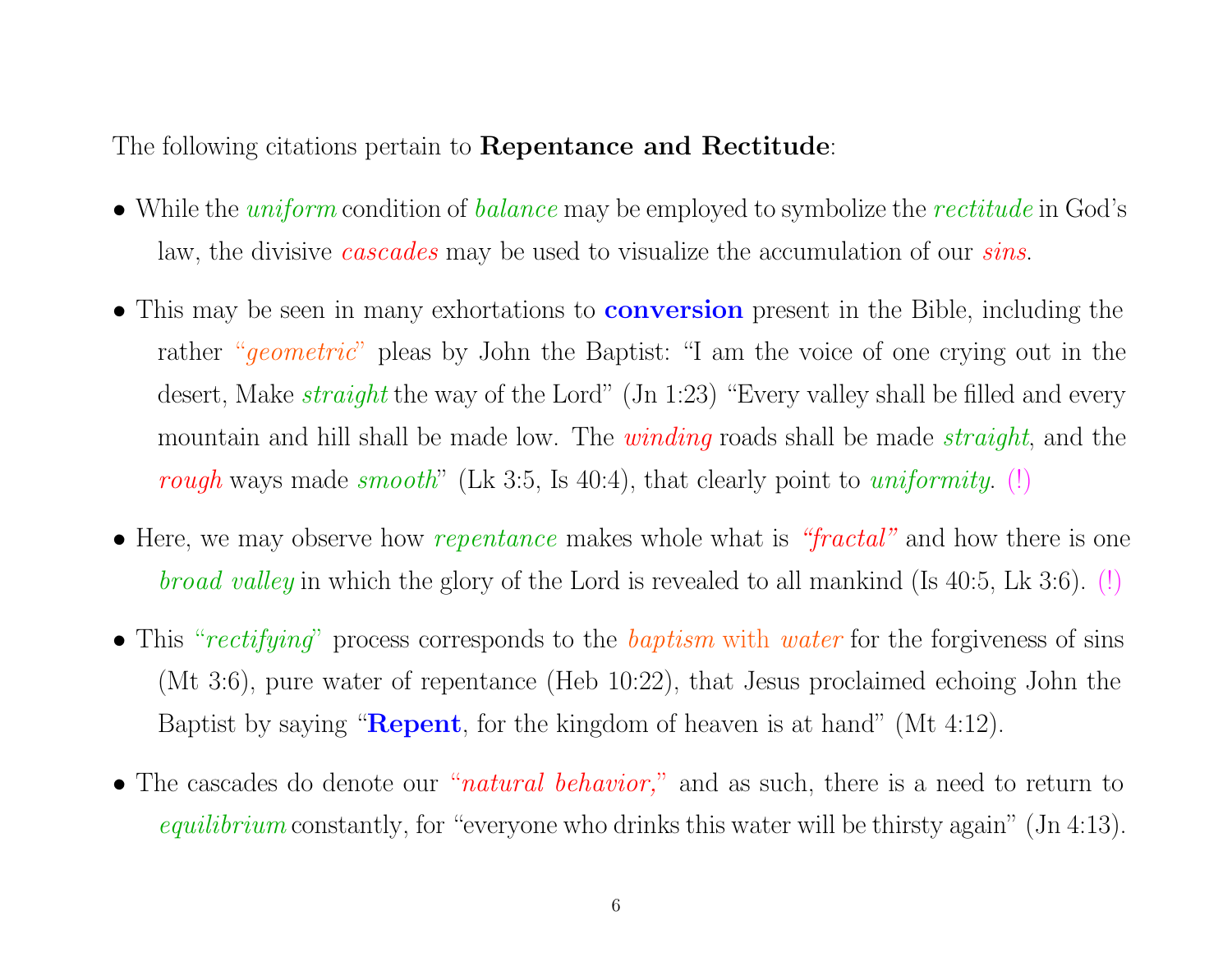The following citations pertain to **Repentance and Rectitude**:

- While the *uniform* condition of *balance* may be employed to symbolize the *rectitude* in God's law, the divisive *cascades* may be used to visualize the accumulation of our *sins*.

- This may be seen in many exhortations to **conversion** present in the Bible, including the rather "*geometric*" pleas by John the Baptist: "I am the voice of one crying out in the desert, Make *straight* the way of the Lord" (Jn 1:23) "Every valley shall be filled and every mountain and hill shall be made low. The *winding* roads shall be made *straight*, and the *rough* ways made *smooth*" (Lk 3:5, Is 40:4), that clearly point to *uniformity*. (!)

- Here, we may observe how *repentance* makes whole what is *"fractal"* and how there is one *broad valley* in which the glory of the Lord is revealed to all mankind (Is 40:5, Lk 3:6). (!)

- This "*rectifying*" process corresponds to the *baptism* with *water* for the forgiveness of sins (Mt 3:6), pure water of repentance (Heb 10:22), that Jesus proclaimed echoing John the Baptist by saying "**Repent**, for the kingdom of heaven is at hand" (Mt 4:12).

- The cascades do denote our "*natural behavior,*" and as such, there is a need to return to *equilibrium* constantly, for "everyone who drinks this water will be thirsty again" (Jn 4:13).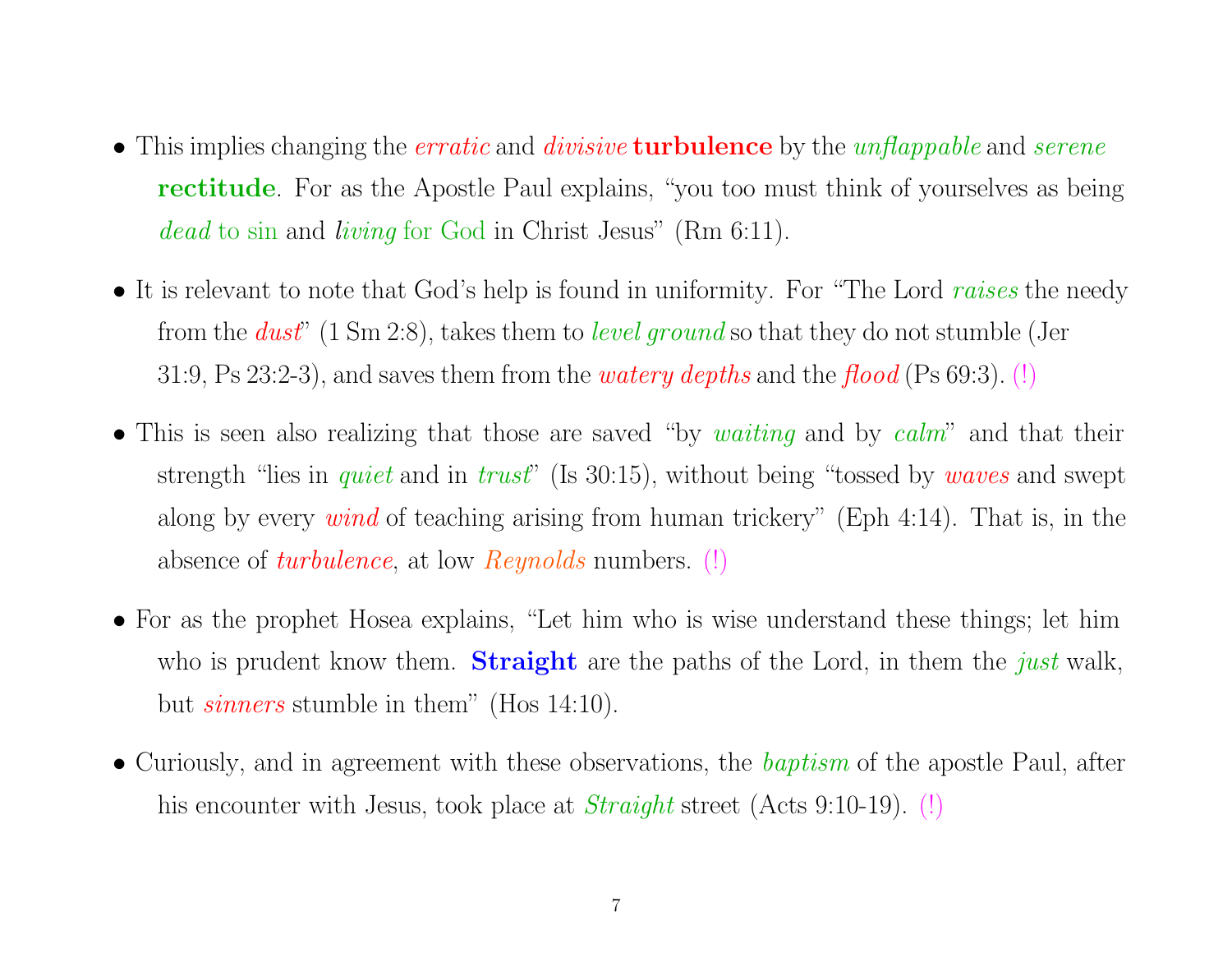- This implies changing the *erratic* and *divisive* **turbulence** by the *unflappable* and *serene* **rectitude**. For as the Apostle Paul explains, "you too must think of yourselves as being *dead* to sin and *living* for God in Christ Jesus" (Rm 6:11).

- It is relevant to note that God's help is found in uniformity. For "The Lord *raises* the needy from the *dust*" (1 Sm 2:8), takes them to *level ground* so that they do not stumble (Jer 31:9, Ps 23:2-3), and saves them from the *watery depths* and the *flood* (Ps 69:3). (!)

- This is seen also realizing that those are saved "by *waiting* and by *calm*" and that their strength "lies in *quiet* and in *trust*" (Is 30:15), without being "tossed by *waves* and swept along by every *wind* of teaching arising from human trickery" (Eph 4:14). That is, in the absence of *turbulence*, at low *Reynolds* numbers. (!)

- For as the prophet Hosea explains, "Let him who is wise understand these things; let him who is prudent know them. **Straight** are the paths of the Lord, in them the *just* walk, but *sinners* stumble in them" (Hos 14:10).

- Curiously, and in agreement with these observations, the *baptism* of the apostle Paul, after his encounter with Jesus, took place at *Straight* street (Acts 9:10-19). (!)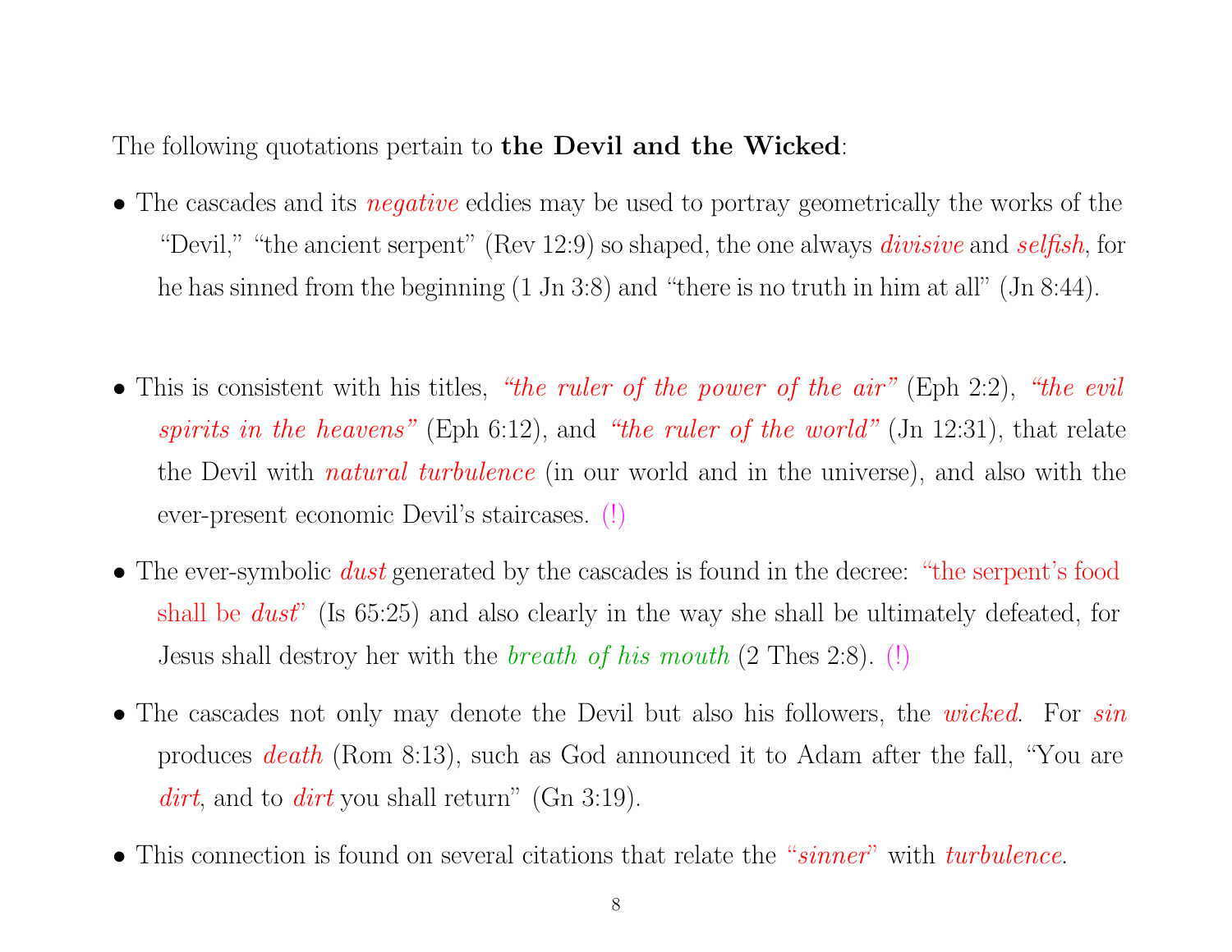The following quotations pertain to **the Devil and the Wicked**:

- The cascades and its *negative* eddies may be used to portray geometrically the works of the "Devil," "the ancient serpent" (Rev 12:9) so shaped, the one always *divisive* and *selfish*, for he has sinned from the beginning (1 Jn 3:8) and "there is no truth in him at all" (Jn 8:44).

- This is consistent with his titles, *"the ruler of the power of the air"* (Eph 2:2), *"the evil spirits in the heavens"* (Eph 6:12), and *"the ruler of the world"* (Jn 12:31), that relate the Devil with *natural turbulence* (in our world and in the universe), and also with the ever-present economic Devil's staircases. (!)

- The ever-symbolic *dust* generated by the cascades is found in the decree: "the serpent's food shall be *dust*" (Is 65:25) and also clearly in the way she shall be ultimately defeated, for Jesus shall destroy her with the *breath of his mouth* (2 Thes 2:8). (!)

- The cascades not only may denote the Devil but also his followers, the *wicked*. For *sin* produces *death* (Rom 8:13), such as God announced it to Adam after the fall, "You are *dirt*, and to *dirt* you shall return" (Gn 3:19).

- This connection is found on several citations that relate the "*sinner*" with *turbulence*.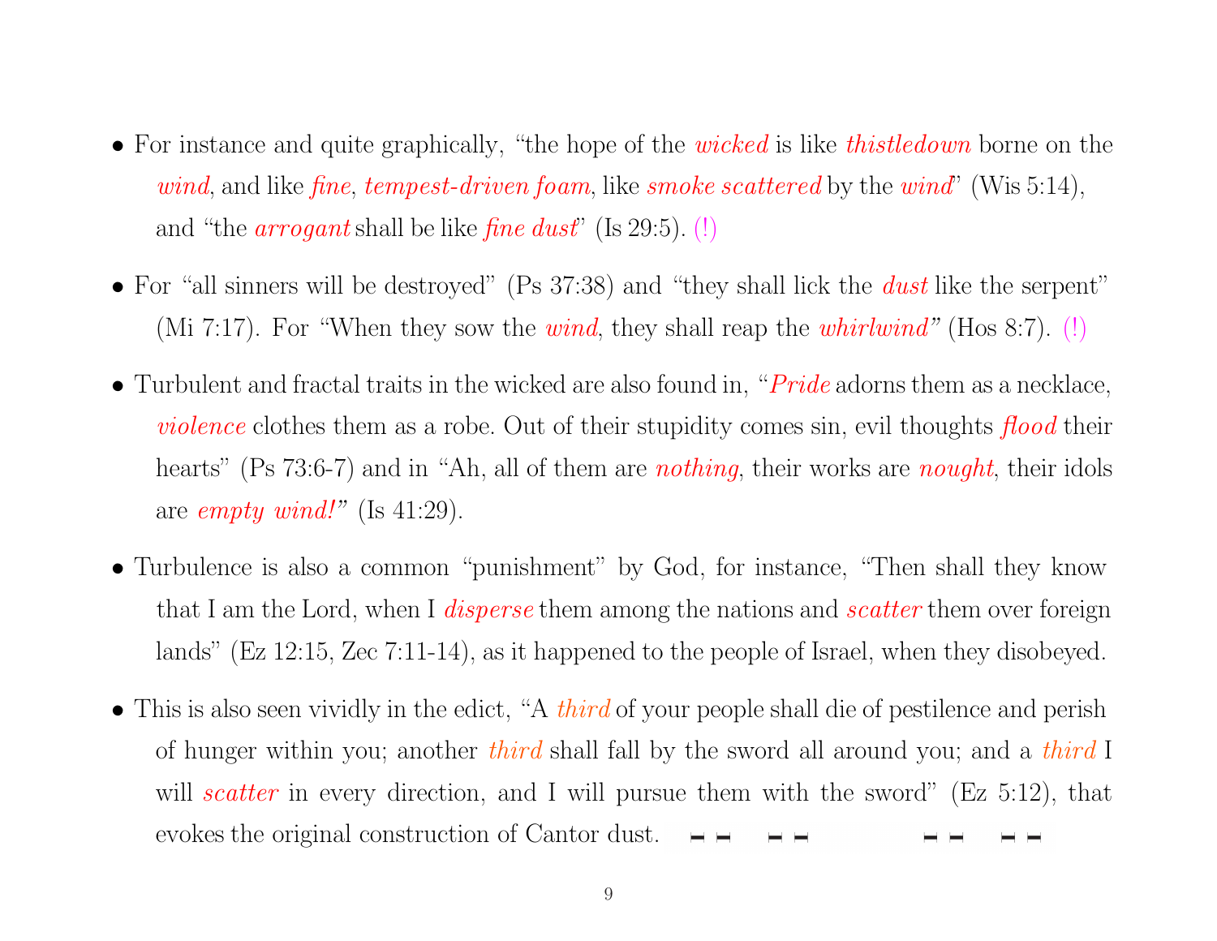- For instance and quite graphically, "the hope of the *wicked* is like *thistledown* borne on the *wind*, and like *fine*, *tempest-driven foam*, like *smoke scattered* by the *wind*" (Wis 5:14), and "the *arrogant* shall be like *fine dust*" (Is 29:5). (!)

- For "all sinners will be destroyed" (Ps 37:38) and "they shall lick the *dust* like the serpent" (Mi 7:17). For "When they sow the *wind*, they shall reap the *whirlwind*" (Hos 8:7). (!)

- Turbulent and fractal traits in the wicked are also found in, "*Pride* adorns them as a necklace, *violence* clothes them as a robe. Out of their stupidity comes sin, evil thoughts *flood* their hearts" (Ps 73:6-7) and in "Ah, all of them are *nothing*, their works are *nought*, their idols are *empty wind!*" (Is 41:29).

- Turbulence is also a common "punishment" by God, for instance, "Then shall they know that I am the Lord, when I *disperse* them among the nations and *scatter* them over foreign lands" (Ez 12:15, Zec 7:11-14), as it happened to the people of Israel, when they disobeyed.

- This is also seen vividly in the edict, "A *third* of your people shall die of pestilence and perish of hunger within you; another *third* shall fall by the sword all around you; and a *third* I will *scatter* in every direction, and I will pursue them with the sword" (Ez 5:12), that evokes the original construction of Cantor dust.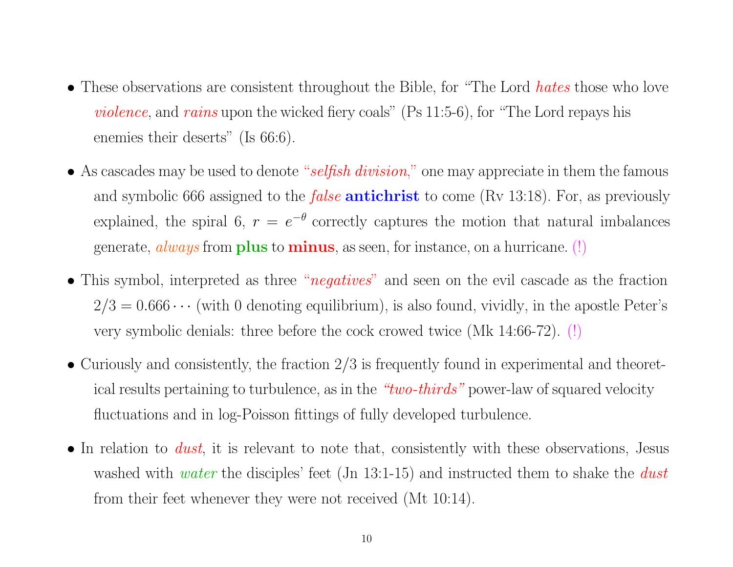- These observations are consistent throughout the Bible, for “The Lord *hates* those who love *violence*, and *rains* upon the wicked fiery coals” (Ps 11:5-6), for “The Lord repays his enemies their deserts” (Is 66:6).

- As cascades may be used to denote “*selfish division*,” one may appreciate in them the famous and symbolic 666 assigned to the *false* **antichrist** to come (Rv 13:18). For, as previously explained, the spiral 6, $r = e^{-\theta}$ correctly captures the motion that natural imbalances generate, *always* from **plus** to **minus**, as seen, for instance, on a hurricane. (!)

- This symbol, interpreted as three “*negatives*” and seen on the evil cascade as the fraction $2/3 = 0.666\cdots$ (with 0 denoting equilibrium), is also found, vividly, in the apostle Peter’s very symbolic denials: three before the cock crowed twice (Mk 14:66-72). (!)

- Curiously and consistently, the fraction 2/3 is frequently found in experimental and theoretical results pertaining to turbulence, as in the *“two-thirds”* power-law of squared velocity fluctuations and in log-Poisson fittings of fully developed turbulence.

- In relation to *dust*, it is relevant to note that, consistently with these observations, Jesus washed with *water* the disciples’ feet (Jn 13:1-15) and instructed them to shake the *dust* from their feet whenever they were not received (Mt 10:14).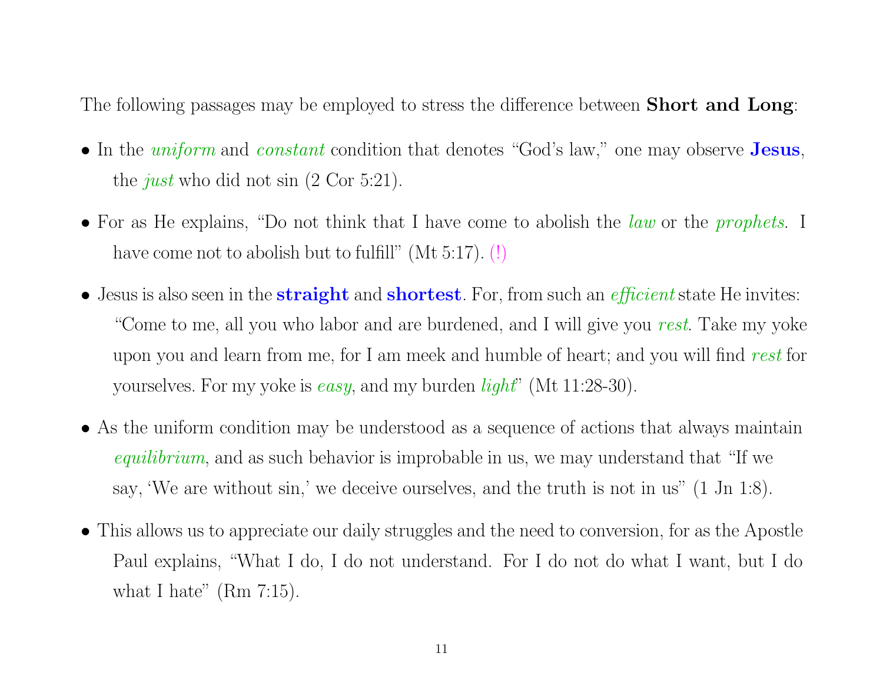The following passages may be employed to stress the difference between **Short and Long**:

- In the *uniform* and *constant* condition that denotes "God's law," one may observe **Jesus**, the *just* who did not sin (2 Cor 5:21).

- For as He explains, "Do not think that I have come to abolish the *law* or the *prophets*. I have come not to abolish but to fulfill" (Mt 5:17). (!)

- Jesus is also seen in the **straight** and **shortest**. For, from such an *efficient* state He invites: "Come to me, all you who labor and are burdened, and I will give you *rest*. Take my yoke upon you and learn from me, for I am meek and humble of heart; and you will find *rest* for yourselves. For my yoke is *easy*, and my burden *light*" (Mt 11:28-30).

- As the uniform condition may be understood as a sequence of actions that always maintain *equilibrium*, and as such behavior is improbable in us, we may understand that "If we say, 'We are without sin,' we deceive ourselves, and the truth is not in us" (1 Jn 1:8).

- This allows us to appreciate our daily struggles and the need to conversion, for as the Apostle Paul explains, "What I do, I do not understand. For I do not do what I want, but I do what I hate" (Rm 7:15).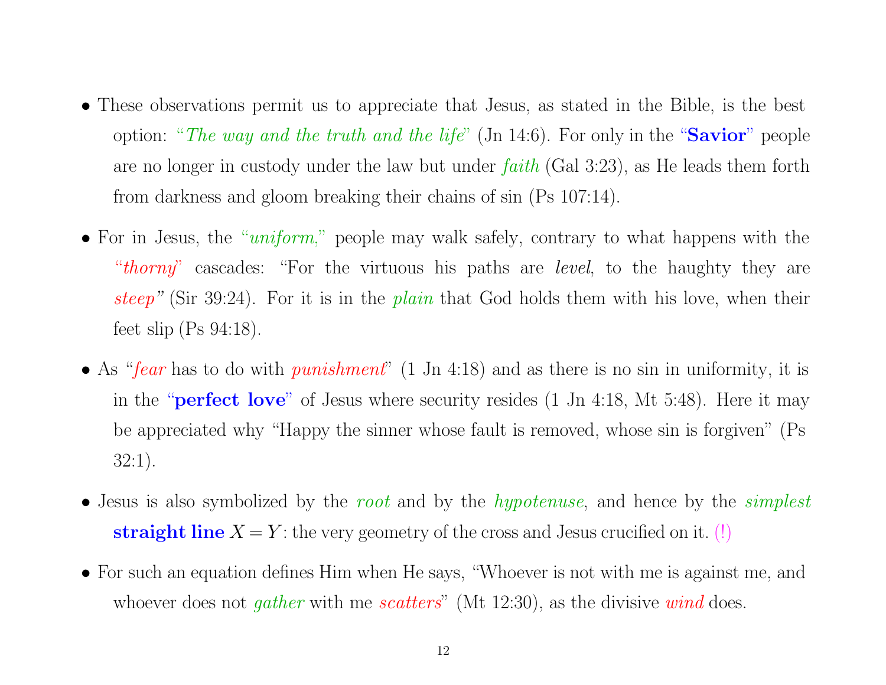- These observations permit us to appreciate that Jesus, as stated in the Bible, is the best option: "*The way and the truth and the life*" (Jn 14:6). For only in the "**Savior**" people are no longer in custody under the law but under *faith* (Gal 3:23), as He leads them forth from darkness and gloom breaking their chains of sin (Ps 107:14).

- For in Jesus, the "*uniform*," people may walk safely, contrary to what happens with the "*thorny*" cascades: "For the virtuous his paths are *level*, to the haughty they are *steep*" (Sir 39:24). For it is in the *plain* that God holds them with his love, when their feet slip (Ps 94:18).

- As "*fear* has to do with *punishment*" (1 Jn 4:18) and as there is no sin in uniformity, it is in the "**perfect love**" of Jesus where security resides (1 Jn 4:18, Mt 5:48). Here it may be appreciated why "Happy the sinner whose fault is removed, whose sin is forgiven" (Ps 32:1).

- Jesus is also symbolized by the *root* and by the *hypotenuse*, and hence by the *simplest* **straight line** $X = Y$: the very geometry of the cross and Jesus crucified on it. (!)

- For such an equation defines Him when He says, "Whoever is not with me is against me, and whoever does not *gather* with me *scatters*" (Mt 12:30), as the divisive *wind* does.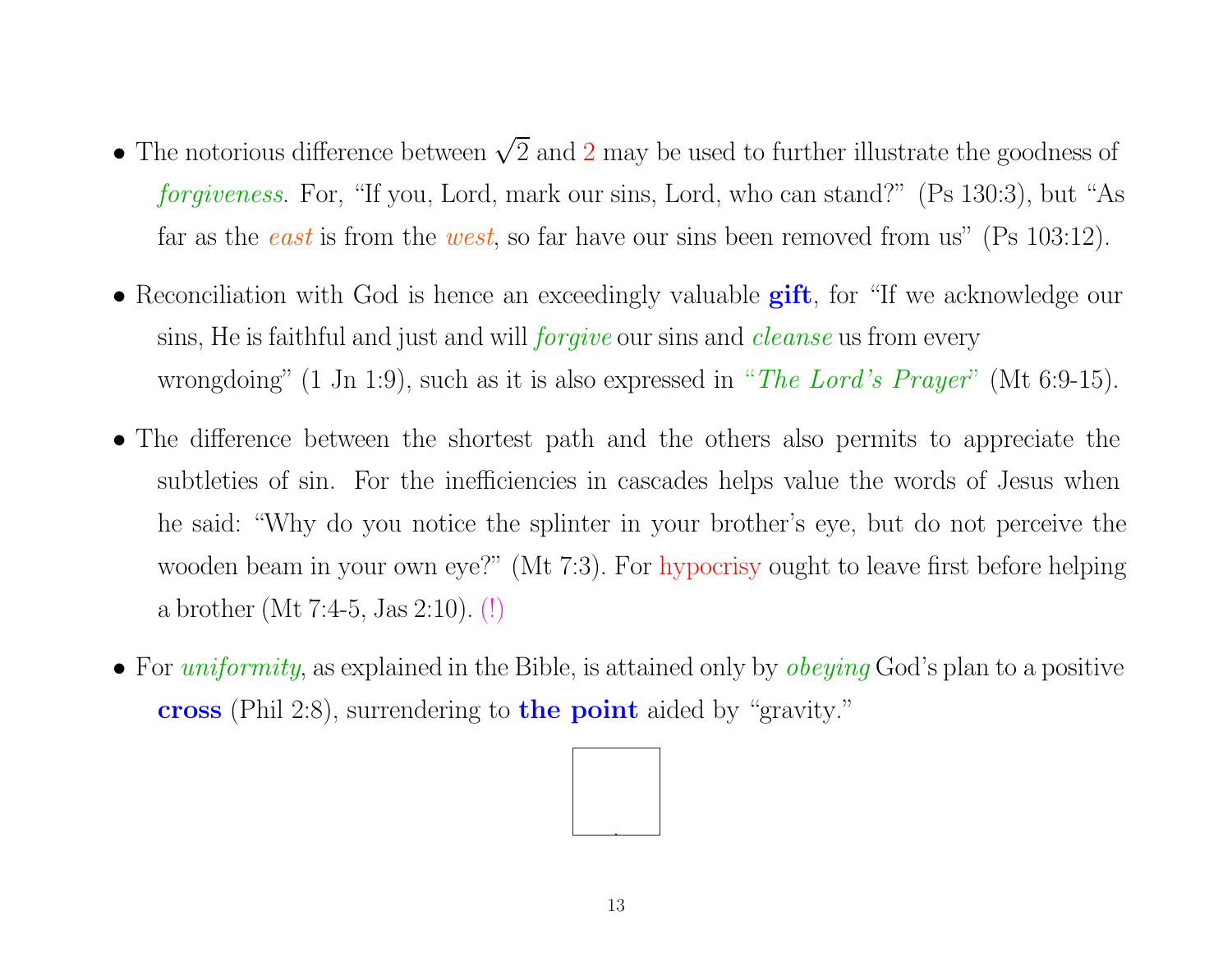- The notorious difference between $\sqrt{2}$ and 2 may be used to further illustrate the goodness of *forgiveness*. For, "If you, Lord, mark our sins, Lord, who can stand?" (Ps 130:3), but "As far as the *east* is from the *west*, so far have our sins been removed from us" (Ps 103:12).

- Reconciliation with God is hence an exceedingly valuable **gift**, for "If we acknowledge our sins, He is faithful and just and will *forgive* our sins and *cleanse* us from every wrongdoing" (1 Jn 1:9), such as it is also expressed in "*The Lord's Prayer*" (Mt 6:9-15).

- The difference between the shortest path and the others also permits to appreciate the subtleties of sin. For the inefficiencies in cascades helps value the words of Jesus when he said: "Why do you notice the splinter in your brother's eye, but do not perceive the wooden beam in your own eye?" (Mt 7:3). For hypocrisy ought to leave first before helping a brother (Mt 7:4-5, Jas 2:10). (!)

- For *uniformity*, as explained in the Bible, is attained only by *obeying* God's plan to a positive **cross** (Phil 2:8), surrendering to **the point** aided by "gravity."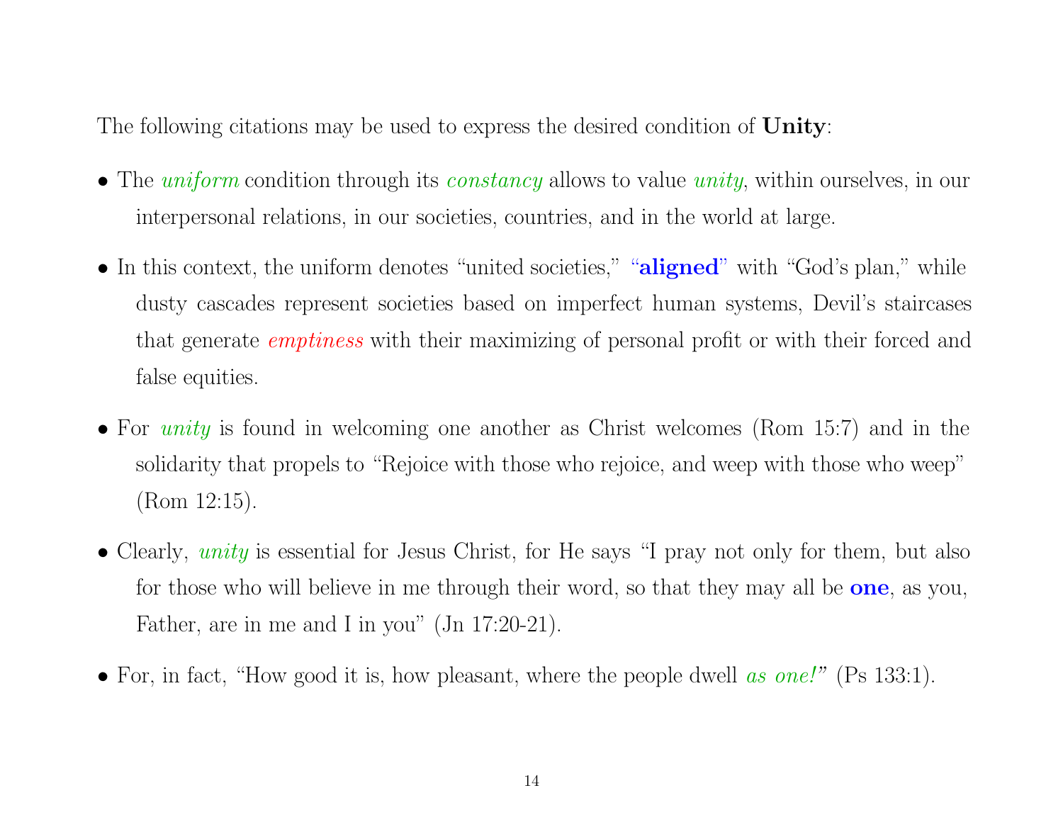The following citations may be used to express the desired condition of **Unity**:

- The *uniform* condition through its *constancy* allows to value *unity*, within ourselves, in our interpersonal relations, in our societies, countries, and in the world at large.
- In this context, the uniform denotes "united societies," "**aligned**" with "God's plan," while dusty cascades represent societies based on imperfect human systems, Devil's staircases that generate *emptiness* with their maximizing of personal profit or with their forced and false equities.
- For *unity* is found in welcoming one another as Christ welcomes (Rom 15:7) and in the solidarity that propels to "Rejoice with those who rejoice, and weep with those who weep" (Rom 12:15).
- Clearly, *unity* is essential for Jesus Christ, for He says "I pray not only for them, but also for those who will believe in me through their word, so that they may all be **one**, as you, Father, are in me and I in you" (Jn 17:20-21).
- For, in fact, "How good it is, how pleasant, where the people dwell *as one!*" (Ps 133:1).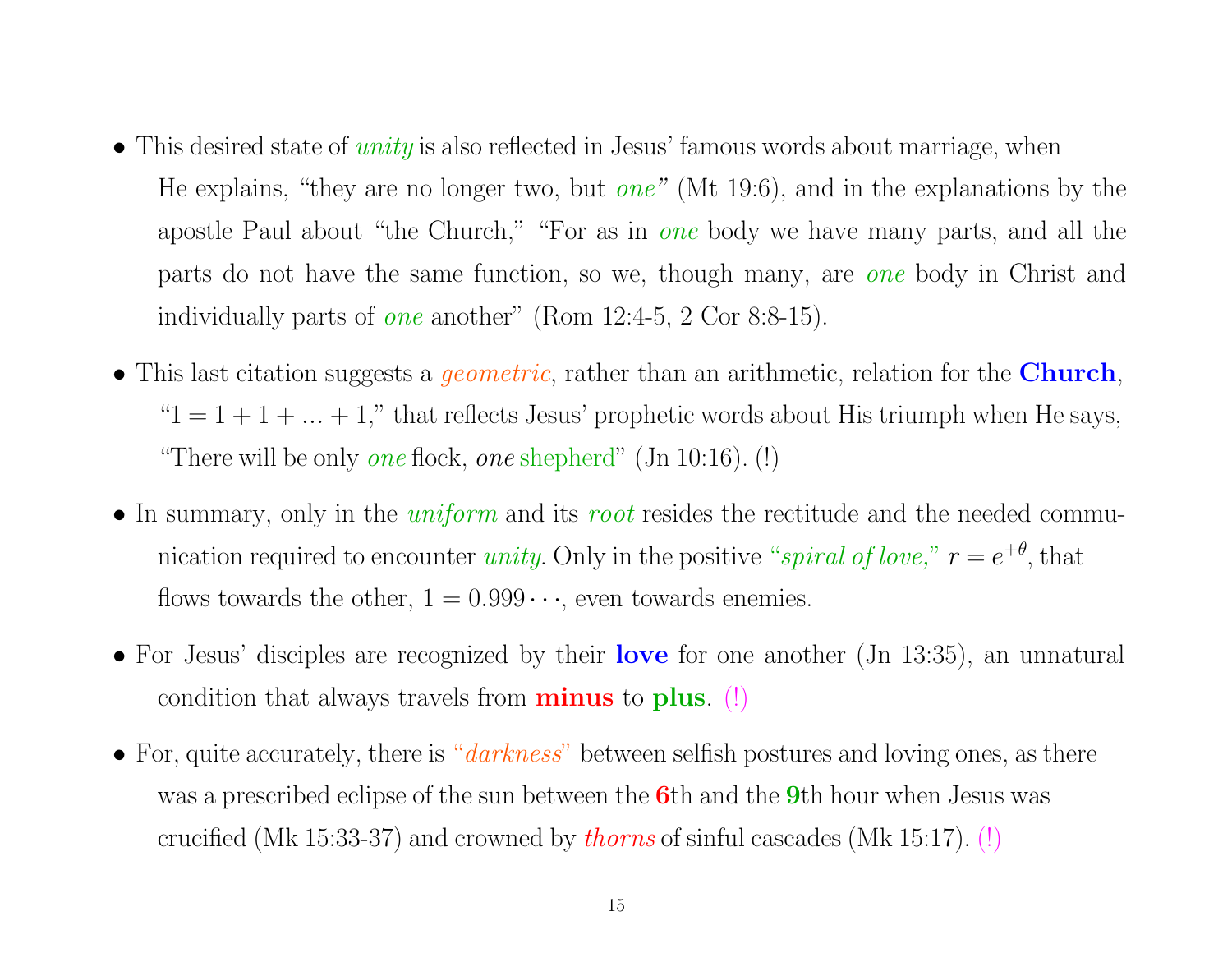- This desired state of *unity* is also reflected in Jesus' famous words about marriage, when He explains, "they are no longer two, but *one*" (Mt 19:6), and in the explanations by the apostle Paul about "the Church," "For as in *one* body we have many parts, and all the parts do not have the same function, so we, though many, are *one* body in Christ and individually parts of *one* another" (Rom 12:4-5, 2 Cor 8:8-15).

- This last citation suggests a *geometric*, rather than an arithmetic, relation for the **Church**, "$1 = 1 + 1 + ... + 1$," that reflects Jesus' prophetic words about His triumph when He says, "There will be only *one* flock, *one* shepherd" (Jn 10:16). (!)

- In summary, only in the *uniform* and its *root* resides the rectitude and the needed communication required to encounter *unity*. Only in the positive "*spiral of love,*" $r = e^{+\theta}$, that flows towards the other, $1 = 0.999\cdots$, even towards enemies.

- For Jesus' disciples are recognized by their **love** for one another (Jn 13:35), an unnatural condition that always travels from **minus** to **plus**. (!)

- For, quite accurately, there is "*darkness*" between selfish postures and loving ones, as there was a prescribed eclipse of the sun between the **6**th and the **9**th hour when Jesus was crucified (Mk 15:33-37) and crowned by *thorns* of sinful cascades (Mk 15:17). (!)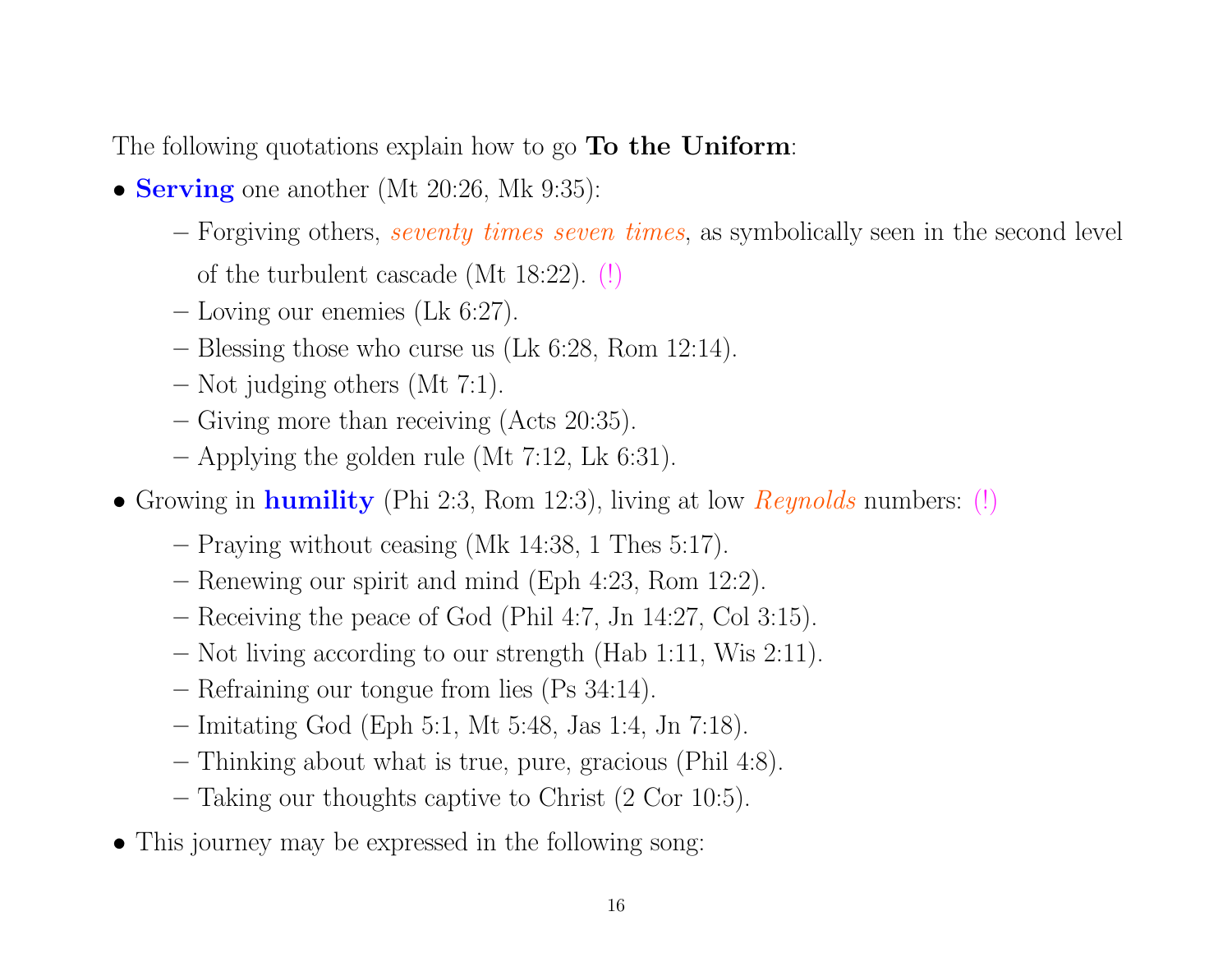The following quotations explain how to go **To the Uniform**:

- **Serving** one another (Mt 20:26, Mk 9:35):
  - Forgiving others, *seventy times seven times*, as symbolically seen in the second level of the turbulent cascade (Mt 18:22). (!)
  - Loving our enemies (Lk 6:27).
  - Blessing those who curse us (Lk 6:28, Rom 12:14).
  - Not judging others (Mt 7:1).
  - Giving more than receiving (Acts 20:35).
  - Applying the golden rule (Mt 7:12, Lk 6:31).
- Growing in **humility** (Phi 2:3, Rom 12:3), living at low *Reynolds* numbers: (!)
  - Praying without ceasing (Mk 14:38, 1 Thes 5:17).
  - Renewing our spirit and mind (Eph 4:23, Rom 12:2).
  - Receiving the peace of God (Phil 4:7, Jn 14:27, Col 3:15).
  - Not living according to our strength (Hab 1:11, Wis 2:11).
  - Refraining our tongue from lies (Ps 34:14).
  - Imitating God (Eph 5:1, Mt 5:48, Jas 1:4, Jn 7:18).
  - Thinking about what is true, pure, gracious (Phil 4:8).
  - Taking our thoughts captive to Christ (2 Cor 10:5).
- This journey may be expressed in the following song: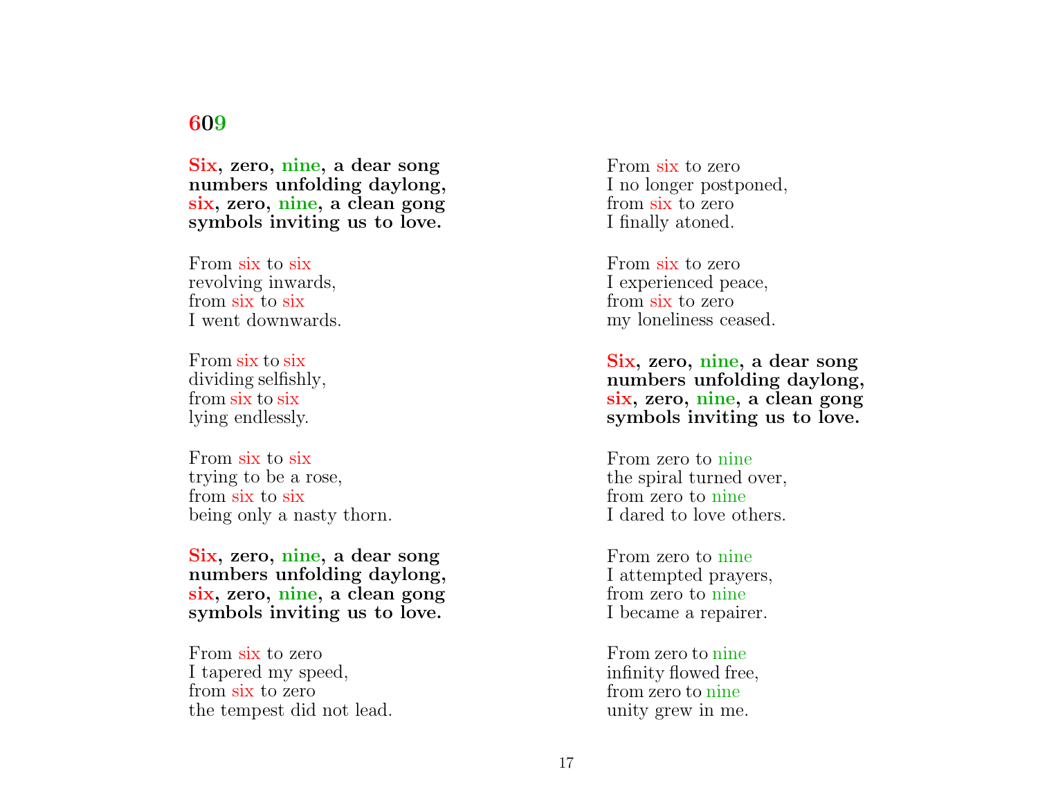## 609

**Six, zero, nine, a dear song**
**numbers unfolding daylong,**
**six, zero, nine, a clean gong**
**symbols inviting us to love.**

From six to six
revolving inwards,
from six to six
I went downwards.

From six to six
dividing selfishly,
from six to six
lying endlessly.

From six to six
trying to be a rose,
from six to six
being only a nasty thorn.

**Six, zero, nine, a dear song**
**numbers unfolding daylong,**
**six, zero, nine, a clean gong**
**symbols inviting us to love.**

From six to zero
I tapered my speed,
from six to zero
the tempest did not lead.

From six to zero
I no longer postponed,
from six to zero
I finally atoned.

From six to zero
I experienced peace,
from six to zero
my loneliness ceased.

**Six, zero, nine, a dear song**
**numbers unfolding daylong,**
**six, zero, nine, a clean gong**
**symbols inviting us to love.**

From zero to nine
the spiral turned over,
from zero to nine
I dared to love others.

From zero to nine
I attempted prayers,
from zero to nine
I became a repairer.

From zero to nine
infinity flowed free,
from zero to nine
unity grew in me.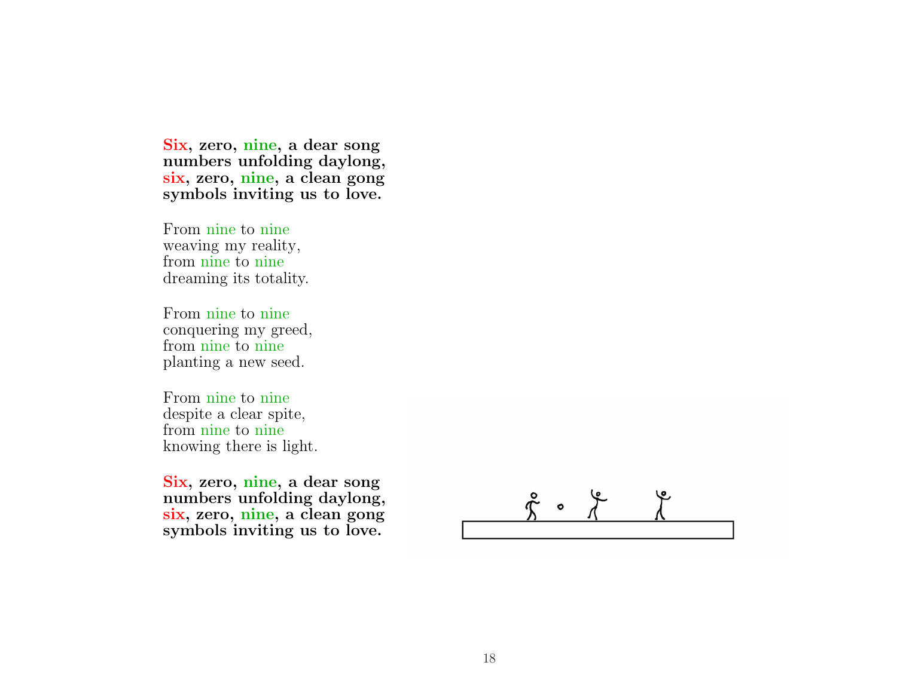**Six, zero, nine, a dear song**
**numbers unfolding daylong,**
**six, zero, nine, a clean gong**
**symbols inviting us to love.**

From nine to nine
weaving my reality,
from nine to nine
dreaming its totality.

From nine to nine
conquering my greed,
from nine to nine
planting a new seed.

From nine to nine
despite a clear spite,
from nine to nine
knowing there is light.

**Six, zero, nine, a dear song**
**numbers unfolding daylong,**
**six, zero, nine, a clean gong**
**symbols inviting us to love.**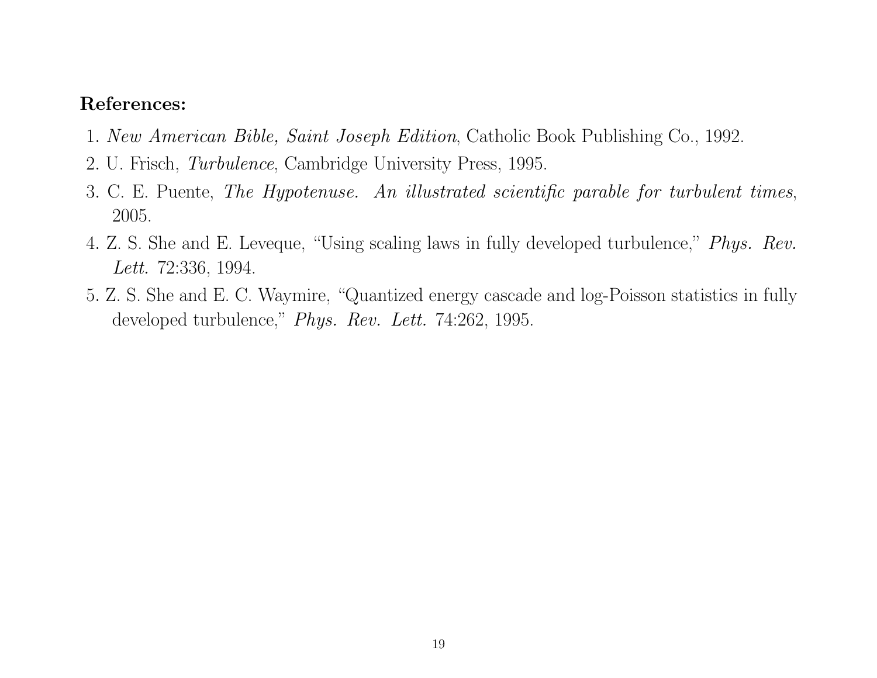**References:**

1. *New American Bible, Saint Joseph Edition*, Catholic Book Publishing Co., 1992.
2. U. Frisch, *Turbulence*, Cambridge University Press, 1995.
3. C. E. Puente, *The Hypotenuse. An illustrated scientific parable for turbulent times*, 2005.
4. Z. S. She and E. Leveque, "Using scaling laws in fully developed turbulence," *Phys. Rev. Lett.* 72:336, 1994.
5. Z. S. She and E. C. Waymire, "Quantized energy cascade and log-Poisson statistics in fully developed turbulence," *Phys. Rev. Lett.* 74:262, 1995.